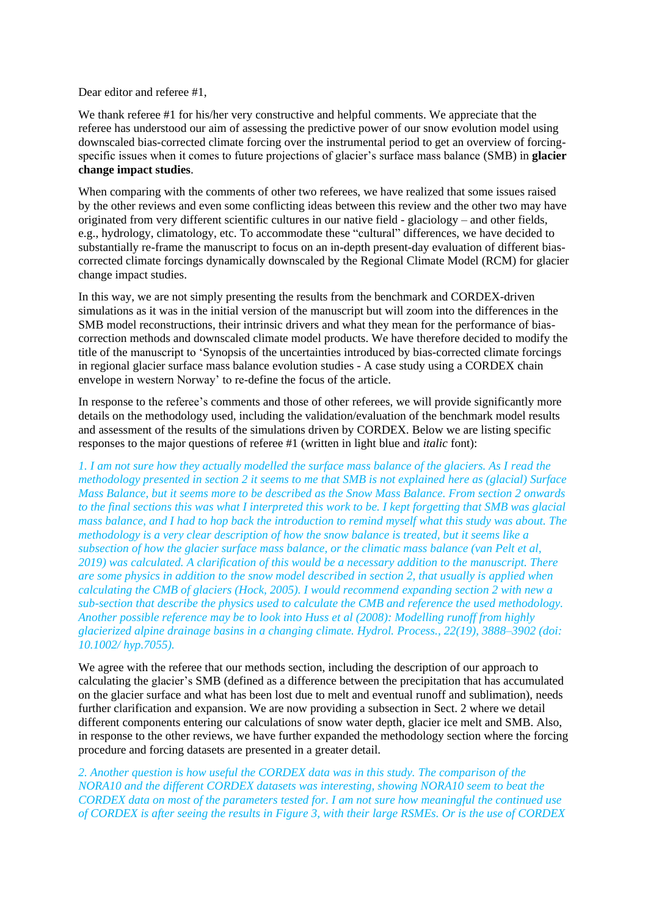Dear editor and referee #1,

We thank referee #1 for his/her very constructive and helpful comments. We appreciate that the referee has understood our aim of assessing the predictive power of our snow evolution model using downscaled bias-corrected climate forcing over the instrumental period to get an overview of forcing-specific issues when it comes to future projections of glacier's surface mass balance (SMB) in **glacier change impact studies**.

When comparing with the comments of other two referees, we have realized that some issues raised by the other reviews and even some conflicting ideas between this review and the other two may have originated from very different scientific cultures in our native field - glaciology – and other fields, e.g., hydrology, climatology, etc. To accommodate these "cultural" differences, we have decided to substantially re-frame the manuscript to focus on an in-depth present-day evaluation of different bias-corrected climate forcings dynamically downscaled by the Regional Climate Model (RCM) for glacier change impact studies.

In this way, we are not simply presenting the results from the benchmark and CORDEX-driven simulations as it was in the initial version of the manuscript but will zoom into the differences in the SMB model reconstructions, their intrinsic drivers and what they mean for the performance of bias-correction methods and downscaled climate model products. We have therefore decided to modify the title of the manuscript to 'Synopsis of the uncertainties introduced by bias-corrected climate forcings in regional glacier surface mass balance evolution studies - A case study using a CORDEX chain envelope in western Norway' to re-define the focus of the article.

In response to the referee's comments and those of other referees, we will provide significantly more details on the methodology used, including the validation/evaluation of the benchmark model results and assessment of the results of the simulations driven by CORDEX. Below we are listing specific responses to the major questions of referee #1 (written in light blue and *italic* font):

*1. I am not sure how they actually modelled the surface mass balance of the glaciers. As I read the methodology presented in section 2 it seems to me that SMB is not explained here as (glacial) Surface Mass Balance, but it seems more to be described as the Snow Mass Balance. From section 2 onwards to the final sections this was what I interpreted this work to be. I kept forgetting that SMB was glacial mass balance, and I had to hop back the introduction to remind myself what this study was about. The methodology is a very clear description of how the snow balance is treated, but it seems like a subsection of how the glacier surface mass balance, or the climatic mass balance (van Pelt et al, 2019) was calculated. A clarification of this would be a necessary addition to the manuscript. There are some physics in addition to the snow model described in section 2, that usually is applied when calculating the CMB of glaciers (Hock, 2005). I would recommend expanding section 2 with new a sub-section that describe the physics used to calculate the CMB and reference the used methodology. Another possible reference may be to look into Huss et al (2008): Modelling runoff from highly glacierized alpine drainage basins in a changing climate. Hydrol. Process., 22(19), 3888–3902 (doi: 10.1002/ hyp.7055).*

We agree with the referee that our methods section, including the description of our approach to calculating the glacier's SMB (defined as a difference between the precipitation that has accumulated on the glacier surface and what has been lost due to melt and eventual runoff and sublimation), needs further clarification and expansion. We are now providing a subsection in Sect. 2 where we detail different components entering our calculations of snow water depth, glacier ice melt and SMB. Also, in response to the other reviews, we have further expanded the methodology section where the forcing procedure and forcing datasets are presented in a greater detail.

*2. Another question is how useful the CORDEX data was in this study. The comparison of the NORA10 and the different CORDEX datasets was interesting, showing NORA10 seem to beat the CORDEX data on most of the parameters tested for. I am not sure how meaningful the continued use of CORDEX is after seeing the results in Figure 3, with their large RSMEs. Or is the use of CORDEX*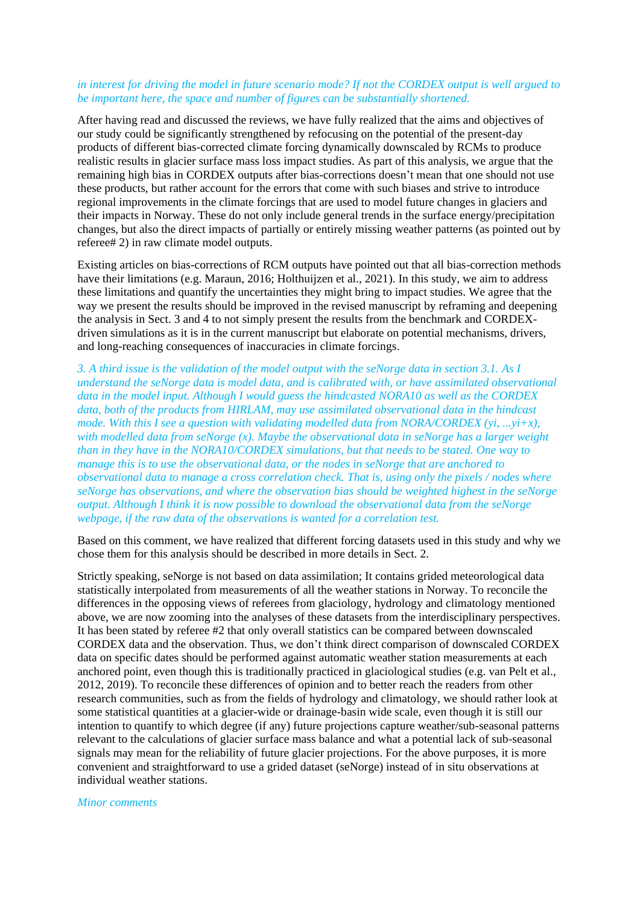*in interest for driving the model in future scenario mode? If not the CORDEX output is well argued to be important here, the space and number of figures can be substantially shortened.*

After having read and discussed the reviews, we have fully realized that the aims and objectives of our study could be significantly strengthened by refocusing on the potential of the present-day products of different bias-corrected climate forcing dynamically downscaled by RCMs to produce realistic results in glacier surface mass loss impact studies. As part of this analysis, we argue that the remaining high bias in CORDEX outputs after bias-corrections doesn't mean that one should not use these products, but rather account for the errors that come with such biases and strive to introduce regional improvements in the climate forcings that are used to model future changes in glaciers and their impacts in Norway. These do not only include general trends in the surface energy/precipitation changes, but also the direct impacts of partially or entirely missing weather patterns (as pointed out by referee# 2) in raw climate model outputs.

Existing articles on bias-corrections of RCM outputs have pointed out that all bias-correction methods have their limitations (e.g. Maraun, 2016; Holthuijzen et al., 2021). In this study, we aim to address these limitations and quantify the uncertainties they might bring to impact studies. We agree that the way we present the results should be improved in the revised manuscript by reframing and deepening the analysis in Sect. 3 and 4 to not simply present the results from the benchmark and CORDEX-driven simulations as it is in the current manuscript but elaborate on potential mechanisms, drivers, and long-reaching consequences of inaccuracies in climate forcings.

*3. A third issue is the validation of the model output with the seNorge data in section 3.1. As I understand the seNorge data is model data, and is calibrated with, or have assimilated observational data in the model input. Although I would guess the hindcasted NORA10 as well as the CORDEX data, both of the products from HIRLAM, may use assimilated observational data in the hindcast mode. With this I see a question with validating modelled data from NORA/CORDEX (yi, ...yi+x), with modelled data from seNorge (x). Maybe the observational data in seNorge has a larger weight than in they have in the NORA10/CORDEX simulations, but that needs to be stated. One way to manage this is to use the observational data, or the nodes in seNorge that are anchored to observational data to manage a cross correlation check. That is, using only the pixels / nodes where seNorge has observations, and where the observation bias should be weighted highest in the seNorge output. Although I think it is now possible to download the observational data from the seNorge webpage, if the raw data of the observations is wanted for a correlation test.*

Based on this comment, we have realized that different forcing datasets used in this study and why we chose them for this analysis should be described in more details in Sect. 2.

Strictly speaking, seNorge is not based on data assimilation; It contains grided meteorological data statistically interpolated from measurements of all the weather stations in Norway. To reconcile the differences in the opposing views of referees from glaciology, hydrology and climatology mentioned above, we are now zooming into the analyses of these datasets from the interdisciplinary perspectives. It has been stated by referee #2 that only overall statistics can be compared between downscaled CORDEX data and the observation. Thus, we don't think direct comparison of downscaled CORDEX data on specific dates should be performed against automatic weather station measurements at each anchored point, even though this is traditionally practiced in glaciological studies (e.g. van Pelt et al., 2012, 2019). To reconcile these differences of opinion and to better reach the readers from other research communities, such as from the fields of hydrology and climatology, we should rather look at some statistical quantities at a glacier-wide or drainage-basin wide scale, even though it is still our intention to quantify to which degree (if any) future projections capture weather/sub-seasonal patterns relevant to the calculations of glacier surface mass balance and what a potential lack of sub-seasonal signals may mean for the reliability of future glacier projections. For the above purposes, it is more convenient and straightforward to use a grided dataset (seNorge) instead of in situ observations at individual weather stations.

*Minor comments*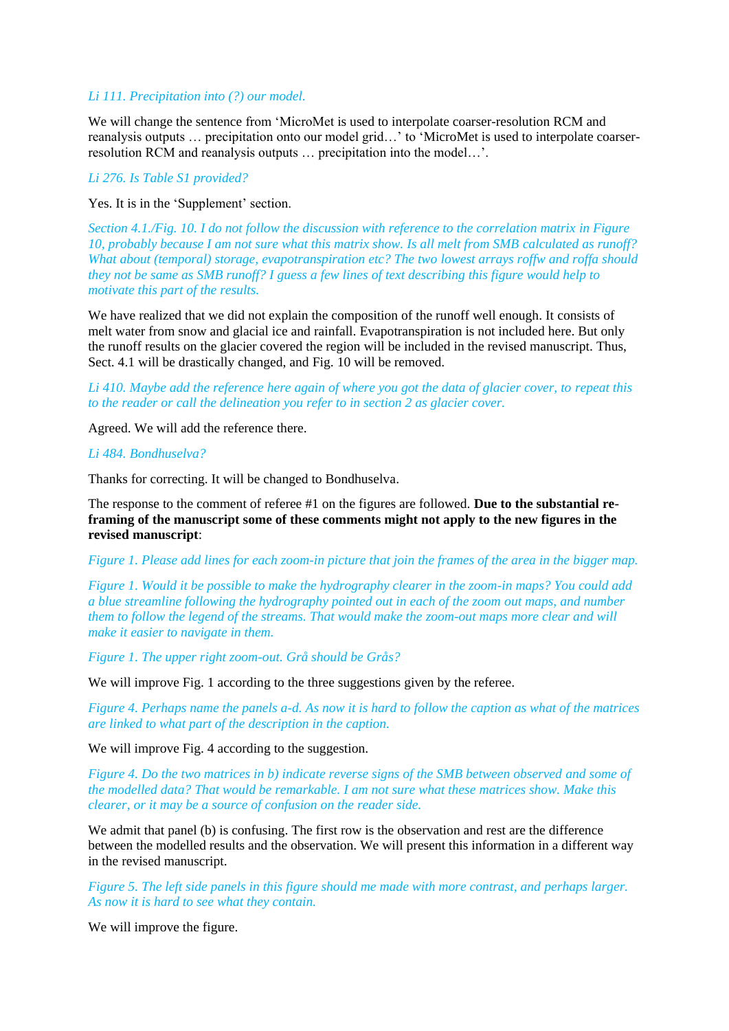*Li 111. Precipitation into (?) our model.*

We will change the sentence from 'MicroMet is used to interpolate coarser-resolution RCM and reanalysis outputs … precipitation onto our model grid…' to 'MicroMet is used to interpolate coarser-resolution RCM and reanalysis outputs … precipitation into the model…'.

*Li 276. Is Table S1 provided?*

Yes. It is in the 'Supplement' section.

*Section 4.1./Fig. 10. I do not follow the discussion with reference to the correlation matrix in Figure 10, probably because I am not sure what this matrix show. Is all melt from SMB calculated as runoff? What about (temporal) storage, evapotranspiration etc? The two lowest arrays roffw and roffa should they not be same as SMB runoff? I guess a few lines of text describing this figure would help to motivate this part of the results.*

We have realized that we did not explain the composition of the runoff well enough. It consists of melt water from snow and glacial ice and rainfall. Evapotranspiration is not included here. But only the runoff results on the glacier covered the region will be included in the revised manuscript. Thus, Sect. 4.1 will be drastically changed, and Fig. 10 will be removed.

*Li 410. Maybe add the reference here again of where you got the data of glacier cover, to repeat this to the reader or call the delineation you refer to in section 2 as glacier cover.*

Agreed. We will add the reference there.

*Li 484. Bondhuselva?*

Thanks for correcting. It will be changed to Bondhuselva.

The response to the comment of referee #1 on the figures are followed. **Due to the substantial re-framing of the manuscript some of these comments might not apply to the new figures in the revised manuscript**:

*Figure 1. Please add lines for each zoom-in picture that join the frames of the area in the bigger map.*

*Figure 1. Would it be possible to make the hydrography clearer in the zoom-in maps? You could add a blue streamline following the hydrography pointed out in each of the zoom out maps, and number them to follow the legend of the streams. That would make the zoom-out maps more clear and will make it easier to navigate in them.*

*Figure 1. The upper right zoom-out. Grå should be Grås?*

We will improve Fig. 1 according to the three suggestions given by the referee.

*Figure 4. Perhaps name the panels a-d. As now it is hard to follow the caption as what of the matrices are linked to what part of the description in the caption.*

We will improve Fig. 4 according to the suggestion.

*Figure 4. Do the two matrices in b) indicate reverse signs of the SMB between observed and some of the modelled data? That would be remarkable. I am not sure what these matrices show. Make this clearer, or it may be a source of confusion on the reader side.*

We admit that panel (b) is confusing. The first row is the observation and rest are the difference between the modelled results and the observation. We will present this information in a different way in the revised manuscript.

*Figure 5. The left side panels in this figure should me made with more contrast, and perhaps larger. As now it is hard to see what they contain.*

We will improve the figure.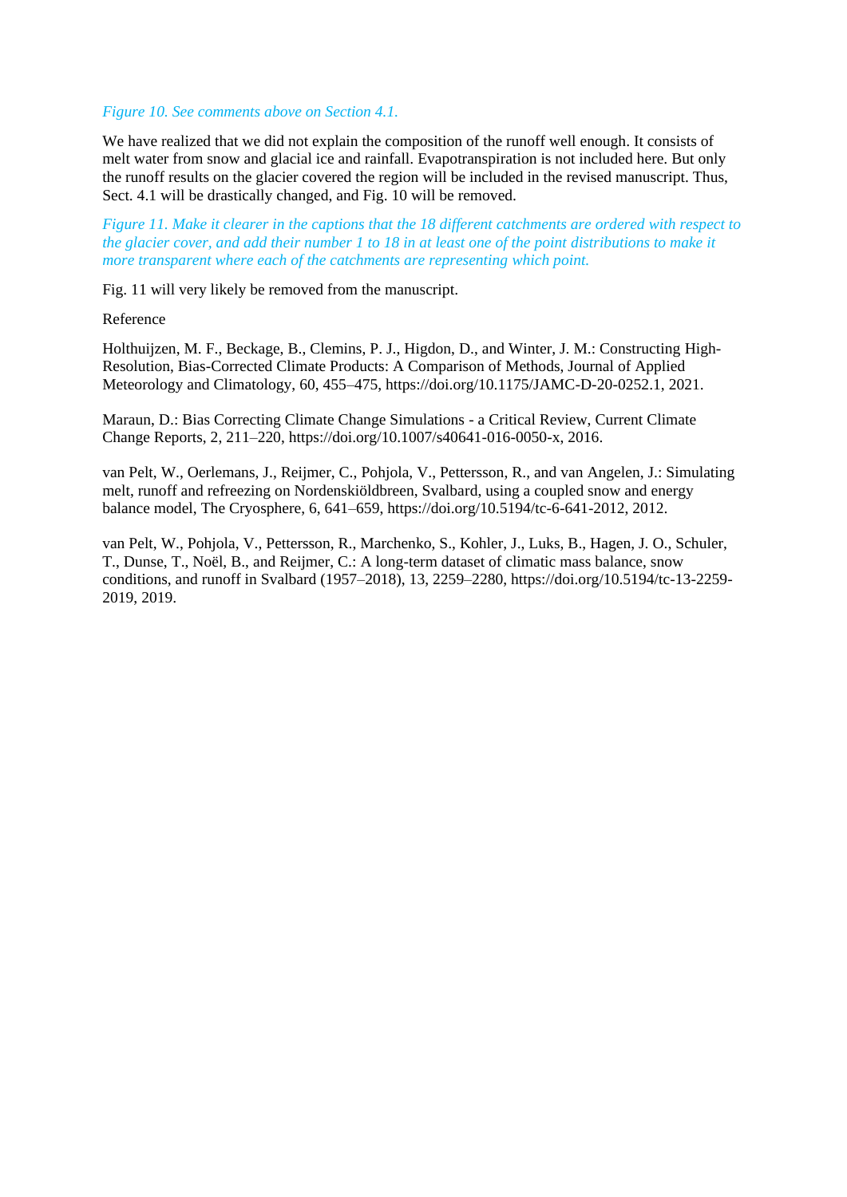*Figure 10. See comments above on Section 4.1.*

We have realized that we did not explain the composition of the runoff well enough. It consists of melt water from snow and glacial ice and rainfall. Evapotranspiration is not included here. But only the runoff results on the glacier covered the region will be included in the revised manuscript. Thus, Sect. 4.1 will be drastically changed, and Fig. 10 will be removed.

*Figure 11. Make it clearer in the captions that the 18 different catchments are ordered with respect to the glacier cover, and add their number 1 to 18 in at least one of the point distributions to make it more transparent where each of the catchments are representing which point.*

Fig. 11 will very likely be removed from the manuscript.

Reference

Holthuijzen, M. F., Beckage, B., Clemins, P. J., Higdon, D., and Winter, J. M.: Constructing High-Resolution, Bias-Corrected Climate Products: A Comparison of Methods, Journal of Applied Meteorology and Climatology, 60, 455–475, https://doi.org/10.1175/JAMC-D-20-0252.1, 2021.

Maraun, D.: Bias Correcting Climate Change Simulations - a Critical Review, Current Climate Change Reports, 2, 211–220, https://doi.org/10.1007/s40641-016-0050-x, 2016.

van Pelt, W., Oerlemans, J., Reijmer, C., Pohjola, V., Pettersson, R., and van Angelen, J.: Simulating melt, runoff and refreezing on Nordenskiöldbreen, Svalbard, using a coupled snow and energy balance model, The Cryosphere, 6, 641–659, https://doi.org/10.5194/tc-6-641-2012, 2012.

van Pelt, W., Pohjola, V., Pettersson, R., Marchenko, S., Kohler, J., Luks, B., Hagen, J. O., Schuler, T., Dunse, T., Noël, B., and Reijmer, C.: A long-term dataset of climatic mass balance, snow conditions, and runoff in Svalbard (1957–2018), 13, 2259–2280, https://doi.org/10.5194/tc-13-2259-2019, 2019.